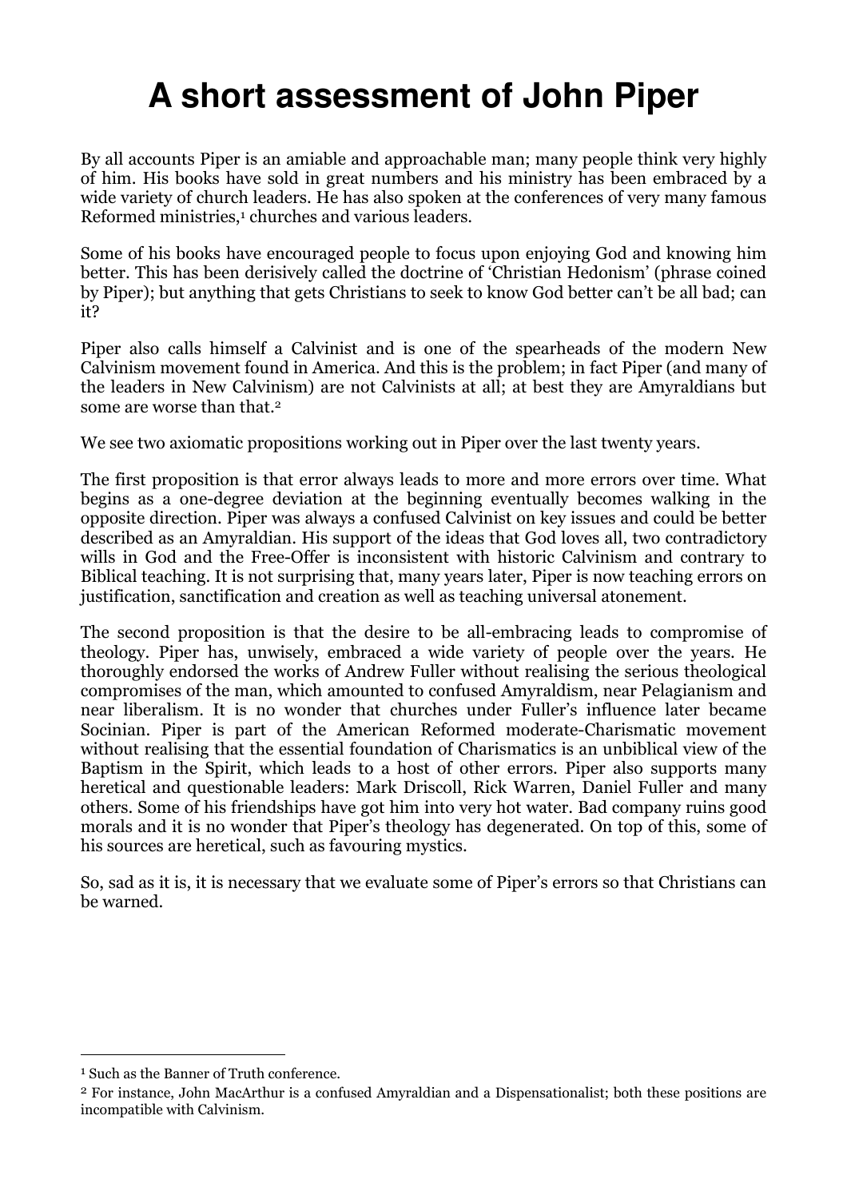# A short assessment of John Piper

By all accounts Piper is an amiable and approachable man; many people think very highly of him. His books have sold in great numbers and his ministry has been embraced by a wide variety of church leaders. He has also spoken at the conferences of very many famous Reformed ministries,[1] churches and various leaders.

Some of his books have encouraged people to focus upon enjoying God and knowing him better. This has been derisively called the doctrine of 'Christian Hedonism' (phrase coined by Piper); but anything that gets Christians to seek to know God better can't be all bad; can it?

Piper also calls himself a Calvinist and is one of the spearheads of the modern New Calvinism movement found in America. And this is the problem; in fact Piper (and many of the leaders in New Calvinism) are not Calvinists at all; at best they are Amyraldians but some are worse than that.[2]

We see two axiomatic propositions working out in Piper over the last twenty years.

The first proposition is that error always leads to more and more errors over time. What begins as a one-degree deviation at the beginning eventually becomes walking in the opposite direction. Piper was always a confused Calvinist on key issues and could be better described as an Amyraldian. His support of the ideas that God loves all, two contradictory wills in God and the Free-Offer is inconsistent with historic Calvinism and contrary to Biblical teaching. It is not surprising that, many years later, Piper is now teaching errors on justification, sanctification and creation as well as teaching universal atonement.

The second proposition is that the desire to be all-embracing leads to compromise of theology. Piper has, unwisely, embraced a wide variety of people over the years. He thoroughly endorsed the works of Andrew Fuller without realising the serious theological compromises of the man, which amounted to confused Amyraldism, near Pelagianism and near liberalism. It is no wonder that churches under Fuller's influence later became Socinian. Piper is part of the American Reformed moderate-Charismatic movement without realising that the essential foundation of Charismatics is an unbiblical view of the Baptism in the Spirit, which leads to a host of other errors. Piper also supports many heretical and questionable leaders: Mark Driscoll, Rick Warren, Daniel Fuller and many others. Some of his friendships have got him into very hot water. Bad company ruins good morals and it is no wonder that Piper's theology has degenerated. On top of this, some of his sources are heretical, such as favouring mystics.

So, sad as it is, it is necessary that we evaluate some of Piper's errors so that Christians can be warned.

---

[1] Such as the Banner of Truth conference.

[2] For instance, John MacArthur is a confused Amyraldian and a Dispensationalist; both these positions are incompatible with Calvinism.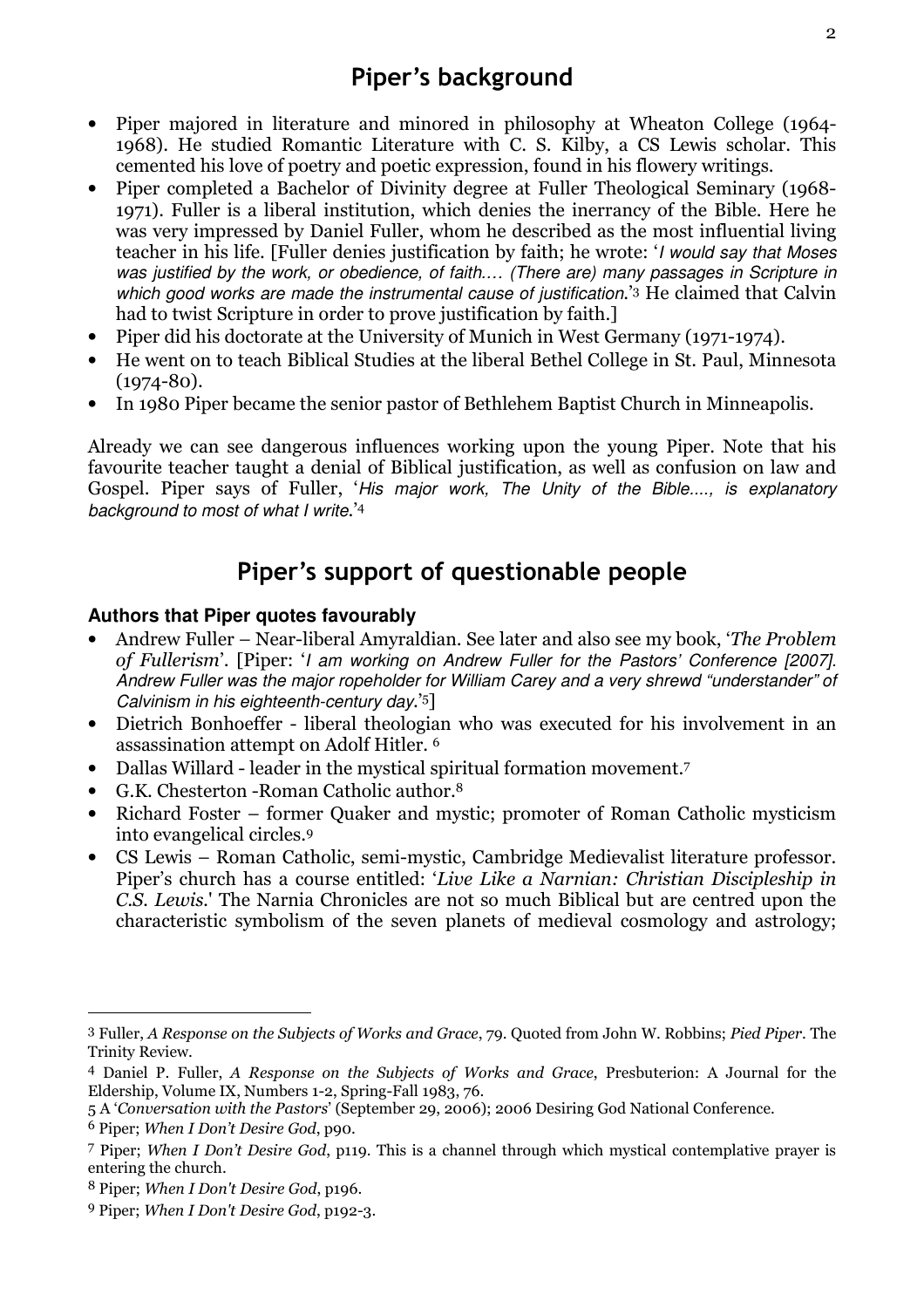## Piper's background

- Piper majored in literature and minored in philosophy at Wheaton College (1964-1968). He studied Romantic Literature with C. S. Kilby, a CS Lewis scholar. This cemented his love of poetry and poetic expression, found in his flowery writings.
- Piper completed a Bachelor of Divinity degree at Fuller Theological Seminary (1968-1971). Fuller is a liberal institution, which denies the inerrancy of the Bible. Here he was very impressed by Daniel Fuller, whom he described as the most influential living teacher in his life. [Fuller denies justification by faith; he wrote: '*I would say that Moses was justified by the work, or obedience, of faith.… (There are) many passages in Scripture in which good works are made the instrumental cause of justification*.'[3] He claimed that Calvin had to twist Scripture in order to prove justification by faith.]
- Piper did his doctorate at the University of Munich in West Germany (1971-1974).
- He went on to teach Biblical Studies at the liberal Bethel College in St. Paul, Minnesota (1974-80).
- In 1980 Piper became the senior pastor of Bethlehem Baptist Church in Minneapolis.

Already we can see dangerous influences working upon the young Piper. Note that his favourite teacher taught a denial of Biblical justification, as well as confusion on law and Gospel. Piper says of Fuller, '*His major work, The Unity of the Bible…., is explanatory background to most of what I write*.'[4]

## Piper's support of questionable people

### Authors that Piper quotes favourably

- Andrew Fuller – Near-liberal Amyraldian. See later and also see my book, '*The Problem of Fullerism*'. [Piper: '*I am working on Andrew Fuller for the Pastors' Conference [2007]. Andrew Fuller was the major ropeholder for William Carey and a very shrewd "understander" of Calvinism in his eighteenth-century day*.'[5]]
- Dietrich Bonhoeffer - liberal theologian who was executed for his involvement in an assassination attempt on Adolf Hitler. [6]
- Dallas Willard - leader in the mystical spiritual formation movement.[7]
- G.K. Chesterton -Roman Catholic author.[8]
- Richard Foster – former Quaker and mystic; promoter of Roman Catholic mysticism into evangelical circles.[9]
- CS Lewis – Roman Catholic, semi-mystic, Cambridge Medievalist literature professor. Piper's church has a course entitled: '*Live Like a Narnian: Christian Discipleship in C.S. Lewis*.' The Narnia Chronicles are not so much Biblical but are centred upon the characteristic symbolism of the seven planets of medieval cosmology and astrology;

---

[3] Fuller, *A Response on the Subjects of Works and Grace*, 79. Quoted from John W. Robbins; *Pied Piper*. The Trinity Review.

[4] Daniel P. Fuller, *A Response on the Subjects of Works and Grace*, Presbuterion: A Journal for the Eldership, Volume IX, Numbers 1-2, Spring-Fall 1983, 76.

[5] A '*Conversation with the Pastors*' (September 29, 2006); 2006 Desiring God National Conference.

[6] Piper; *When I Don't Desire God*, p90.

[7] Piper; *When I Don't Desire God*, p119. This is a channel through which mystical contemplative prayer is entering the church.

[8] Piper; *When I Don't Desire God*, p196.

[9] Piper; *When I Don't Desire God*, p192-3.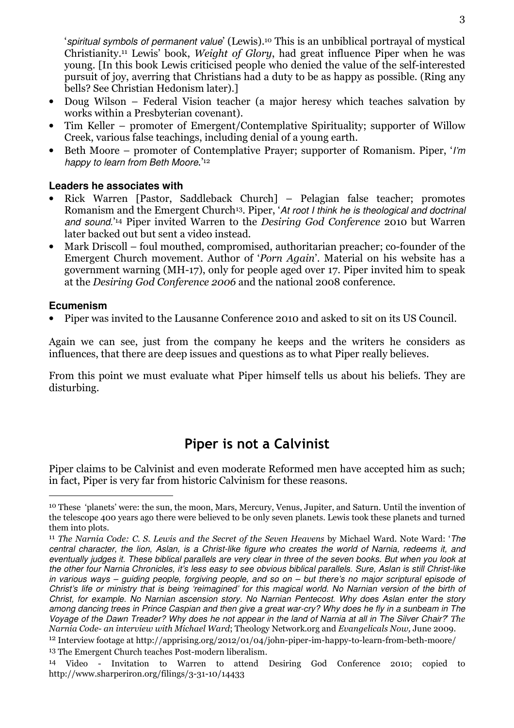'*spiritual symbols of permanent value*' (Lewis).[10] This is an unbiblical portrayal of mystical Christianity.[11] Lewis' book, *Weight of Glory*, had great influence Piper when he was young. [In this book Lewis criticised people who denied the value of the self-interested pursuit of joy, averring that Christians had a duty to be as happy as possible. (Ring any bells? See Christian Hedonism later).]

- Doug Wilson – Federal Vision teacher (a major heresy which teaches salvation by works within a Presbyterian covenant).
- Tim Keller – promoter of Emergent/Contemplative Spirituality; supporter of Willow Creek, various false teachings, including denial of a young earth.
- Beth Moore – promoter of Contemplative Prayer; supporter of Romanism. Piper, '*I'm happy to learn from Beth Moore*.'[12]

### Leaders he associates with

- Rick Warren [Pastor, Saddleback Church] – Pelagian false teacher; promotes Romanism and the Emergent Church[13]. Piper, '*At root I think he is theological and doctrinal and sound*.'[14] Piper invited Warren to the *Desiring God Conference* 2010 but Warren later backed out but sent a video instead.
- Mark Driscoll – foul mouthed, compromised, authoritarian preacher; co-founder of the Emergent Church movement. Author of '*Porn Again*'. Material on his website has a government warning (MH-17), only for people aged over 17. Piper invited him to speak at the *Desiring God Conference 2006* and the national 2008 conference.

### Ecumenism

- Piper was invited to the Lausanne Conference 2010 and asked to sit on its US Council.

Again we can see, just from the company he keeps and the writers he considers as influences, that there are deep issues and questions as to what Piper really believes.

From this point we must evaluate what Piper himself tells us about his beliefs. They are disturbing.

## Piper is not a Calvinist

Piper claims to be Calvinist and even moderate Reformed men have accepted him as such; in fact, Piper is very far from historic Calvinism for these reasons.

---

[10] These 'planets' were: the sun, the moon, Mars, Mercury, Venus, Jupiter, and Saturn. Until the invention of the telescope 400 years ago there were believed to be only seven planets. Lewis took these planets and turned them into plots.

[11] *The Narnia Code: C. S. Lewis and the Secret of the Seven Heavens* by Michael Ward. Note Ward: '*The central character, the lion, Aslan, is a Christ-like figure who creates the world of Narnia, redeems it, and eventually judges it. These biblical parallels are very clear in three of the seven books. But when you look at the other four Narnia Chronicles, it's less easy to see obvious biblical parallels. Sure, Aslan is still Christ-like in various ways – guiding people, forgiving people, and so on – but there's no major scriptural episode of Christ's life or ministry that is being 'reimagined' for this magical world. No Narnian version of the birth of Christ, for example. No Narnian ascension story. No Narnian Pentecost. Why does Aslan enter the story among dancing trees in Prince Caspian and then give a great war-cry? Why does he fly in a sunbeam in The Voyage of the Dawn Treader? Why does he not appear in the land of Narnia at all in The Silver Chair?*' *The Narnia Code- an interview with Michael Ward*; Theology Network.org and *Evangelicals Now,* June 2009.

[12] Interview footage at http://apprising.org/2012/01/04/john-piper-im-happy-to-learn-from-beth-moore/

[13] The Emergent Church teaches Post-modern liberalism.

[14] Video - Invitation to Warren to attend Desiring God Conference 2010; copied to http://www.sharperiron.org/filings/3-31-10/14433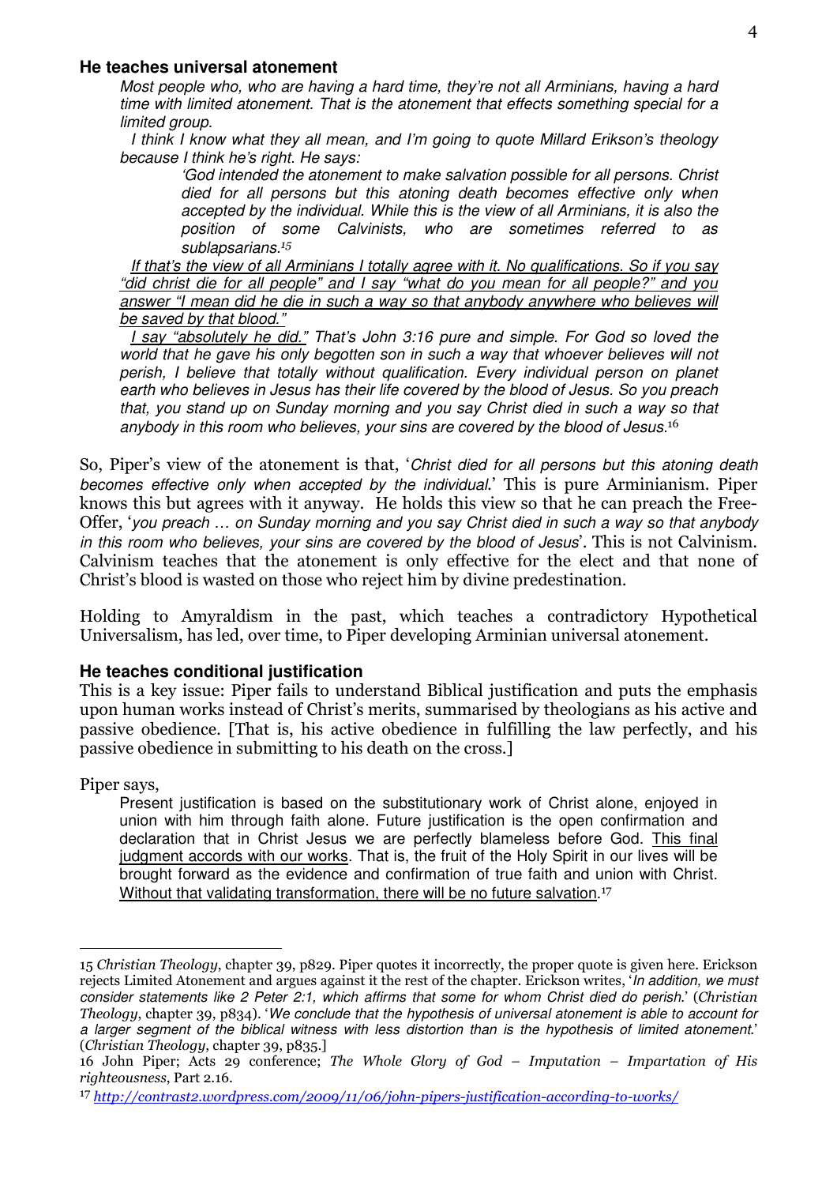### He teaches universal atonement

> *Most people who, who are having a hard time, they're not all Arminians, having a hard time with limited atonement. That is the atonement that effects something special for a limited group.*
>
> *I think I know what they all mean, and I'm going to quote Millard Erikson's theology because I think he's right. He says:*
>
> > *'God intended the atonement to make salvation possible for all persons. Christ died for all persons but this atoning death becomes effective only when accepted by the individual. While this is the view of all Arminians, it is also the position of some Calvinists, who are sometimes referred to as sublapsarians.*[15]
>
> *If that's the view of all Arminians I totally agree with it. No qualifications. So if you say "did christ die for all people" and I say "what do you mean for all people?" and you answer "I mean did he die in such a way so that anybody anywhere who believes will be saved by that blood."*
>
> *I say "absolutely he did." That's John 3:16 pure and simple. For God so loved the world that he gave his only begotten son in such a way that whoever believes will not perish, I believe that totally without qualification. Every individual person on planet earth who believes in Jesus has their life covered by the blood of Jesus. So you preach that, you stand up on Sunday morning and you say Christ died in such a way so that anybody in this room who believes, your sins are covered by the blood of Jesus.*[16]

So, Piper's view of the atonement is that, '*Christ died for all persons but this atoning death becomes effective only when accepted by the individual*.' This is pure Arminianism. Piper knows this but agrees with it anyway. He holds this view so that he can preach the Free-Offer, '*you preach … on Sunday morning and you say Christ died in such a way so that anybody in this room who believes, your sins are covered by the blood of Jesus*'. This is not Calvinism. Calvinism teaches that the atonement is only effective for the elect and that none of Christ's blood is wasted on those who reject him by divine predestination.

Holding to Amyraldism in the past, which teaches a contradictory Hypothetical Universalism, has led, over time, to Piper developing Arminian universal atonement.

### He teaches conditional justification

This is a key issue: Piper fails to understand Biblical justification and puts the emphasis upon human works instead of Christ's merits, summarised by theologians as his active and passive obedience. [That is, his active obedience in fulfilling the law perfectly, and his passive obedience in submitting to his death on the cross.]

Piper says,

> Present justification is based on the substitutionary work of Christ alone, enjoyed in union with him through faith alone. Future justification is the open confirmation and declaration that in Christ Jesus we are perfectly blameless before God. This final judgment accords with our works. That is, the fruit of the Holy Spirit in our lives will be brought forward as the evidence and confirmation of true faith and union with Christ. Without that validating transformation, there will be no future salvation.[17]

---

15 *Christian Theology*, chapter 39, p829. Piper quotes it incorrectly, the proper quote is given here. Erickson rejects Limited Atonement and argues against it the rest of the chapter. Erickson writes, '*In addition, we must consider statements like 2 Peter 2:1, which affirms that some for whom Christ died do perish*.' (*Christian Theology*, chapter 39, p834). '*We conclude that the hypothesis of universal atonement is able to account for a larger segment of the biblical witness with less distortion than is the hypothesis of limited atonement*.' (*Christian Theology*, chapter 39, p835.]

16 John Piper; Acts 29 conference; *The Whole Glory of God – Imputation – Impartation of His righteousness*, Part 2.16.

17 *http://contrast2.wordpress.com/2009/11/06/john-pipers-justification-according-to-works/*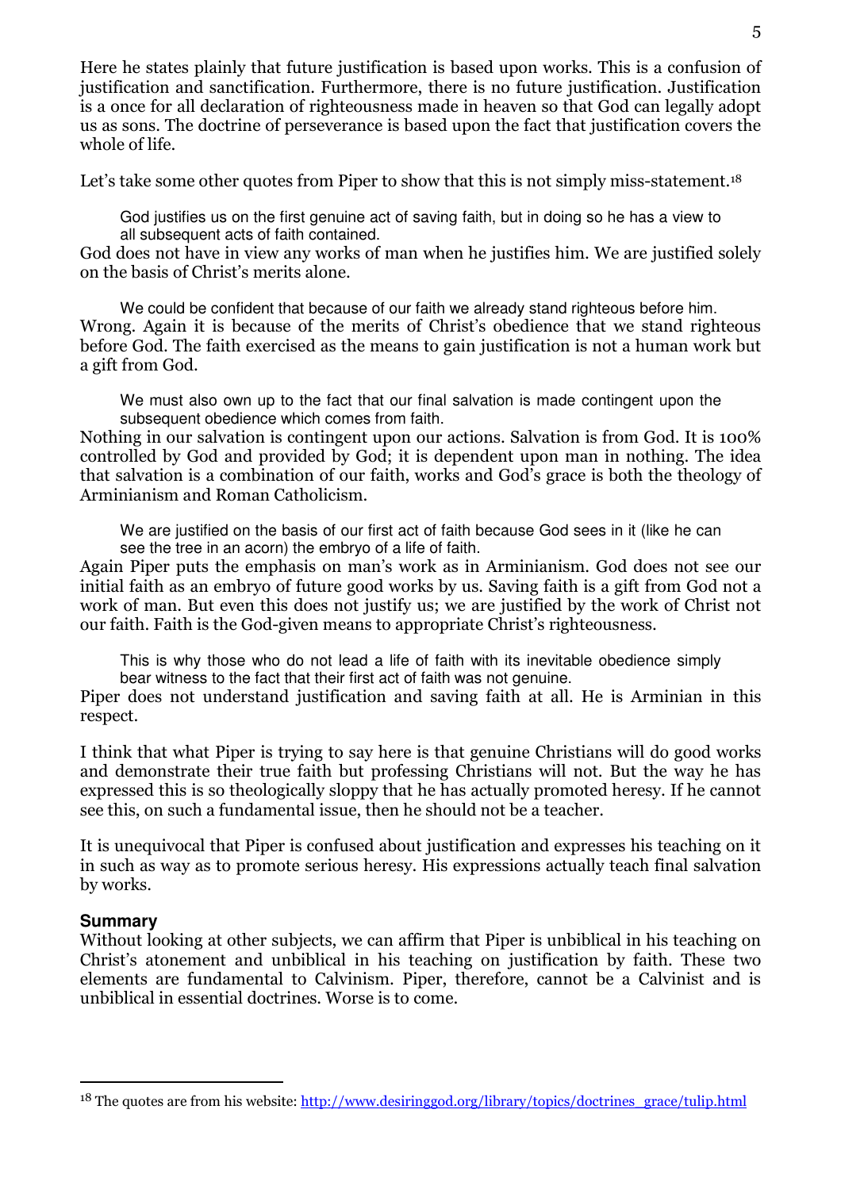Here he states plainly that future justification is based upon works. This is a confusion of justification and sanctification. Furthermore, there is no future justification. Justification is a once for all declaration of righteousness made in heaven so that God can legally adopt us as sons. The doctrine of perseverance is based upon the fact that justification covers the whole of life.

Let's take some other quotes from Piper to show that this is not simply miss-statement.[18]

> God justifies us on the first genuine act of saving faith, but in doing so he has a view to all subsequent acts of faith contained.

God does not have in view any works of man when he justifies him. We are justified solely on the basis of Christ's merits alone.

> We could be confident that because of our faith we already stand righteous before him.

Wrong. Again it is because of the merits of Christ's obedience that we stand righteous before God. The faith exercised as the means to gain justification is not a human work but a gift from God.

> We must also own up to the fact that our final salvation is made contingent upon the subsequent obedience which comes from faith.

Nothing in our salvation is contingent upon our actions. Salvation is from God. It is 100% controlled by God and provided by God; it is dependent upon man in nothing. The idea that salvation is a combination of our faith, works and God's grace is both the theology of Arminianism and Roman Catholicism.

> We are justified on the basis of our first act of faith because God sees in it (like he can see the tree in an acorn) the embryo of a life of faith.

Again Piper puts the emphasis on man's work as in Arminianism. God does not see our initial faith as an embryo of future good works by us. Saving faith is a gift from God not a work of man. But even this does not justify us; we are justified by the work of Christ not our faith. Faith is the God-given means to appropriate Christ's righteousness.

> This is why those who do not lead a life of faith with its inevitable obedience simply bear witness to the fact that their first act of faith was not genuine.

Piper does not understand justification and saving faith at all. He is Arminian in this respect.

I think that what Piper is trying to say here is that genuine Christians will do good works and demonstrate their true faith but professing Christians will not. But the way he has expressed this is so theologically sloppy that he has actually promoted heresy. If he cannot see this, on such a fundamental issue, then he should not be a teacher.

It is unequivocal that Piper is confused about justification and expresses his teaching on it in such as way as to promote serious heresy. His expressions actually teach final salvation by works.

### Summary

Without looking at other subjects, we can affirm that Piper is unbiblical in his teaching on Christ's atonement and unbiblical in his teaching on justification by faith. These two elements are fundamental to Calvinism. Piper, therefore, cannot be a Calvinist and is unbiblical in essential doctrines. Worse is to come.

---

[18] The quotes are from his website: http://www.desiringgod.org/library/topics/doctrines_grace/tulip.html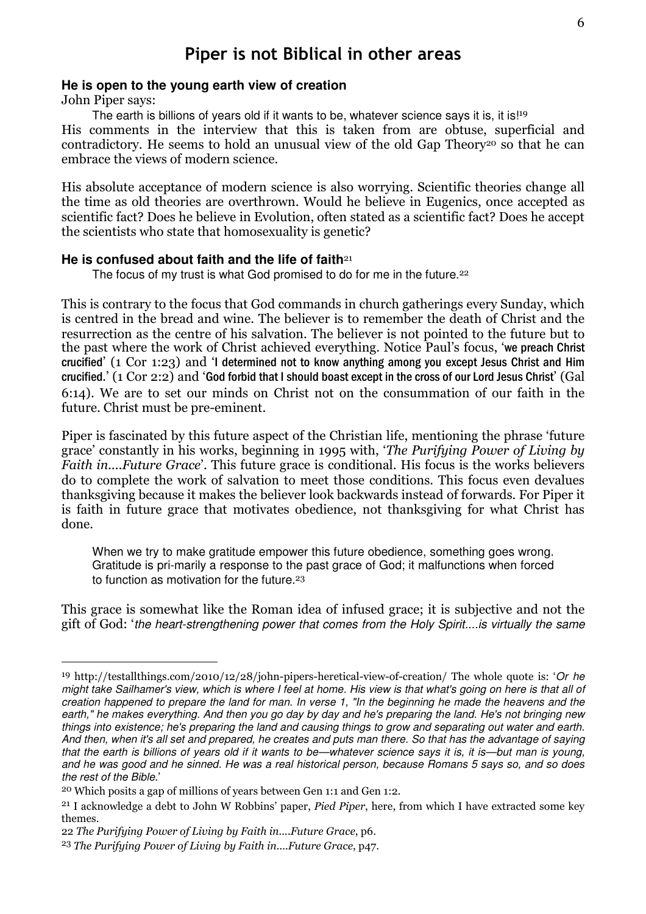# Piper is not Biblical in other areas

### He is open to the young earth view of creation

John Piper says:

> The earth is billions of years old if it wants to be, whatever science says it is, it is![19]

His comments in the interview that this is taken from are obtuse, superficial and contradictory. He seems to hold an unusual view of the old Gap Theory[20] so that he can embrace the views of modern science.

His absolute acceptance of modern science is also worrying. Scientific theories change all the time as old theories are overthrown. Would he believe in Eugenics, once accepted as scientific fact? Does he believe in Evolution, often stated as a scientific fact? Does he accept the scientists who state that homosexuality is genetic?

### He is confused about faith and the life of faith[21]

> The focus of my trust is what God promised to do for me in the future.[22]

This is contrary to the focus that God commands in church gatherings every Sunday, which is centred in the bread and wine. The believer is to remember the death of Christ and the resurrection as the centre of his salvation. The believer is not pointed to the future but to the past where the work of Christ achieved everything. Notice Paul's focus, '**we preach Christ crucified**' (1 Cor 1:23) and '**I determined not to know anything among you except Jesus Christ and Him crucified.**' (1 Cor 2:2) and '**God forbid that I should boast except in the cross of our Lord Jesus Christ**' (Gal 6:14). We are to set our minds on Christ not on the consummation of our faith in the future. Christ must be pre-eminent.

Piper is fascinated by this future aspect of the Christian life, mentioning the phrase 'future grace' constantly in his works, beginning in 1995 with, '*The Purifying Power of Living by Faith in....Future Grace*'. This future grace is conditional. His focus is the works believers do to complete the work of salvation to meet those conditions. This focus even devalues thanksgiving because it makes the believer look backwards instead of forwards. For Piper it is faith in future grace that motivates obedience, not thanksgiving for what Christ has done.

> When we try to make gratitude empower this future obedience, something goes wrong. Gratitude is pri-marily a response to the past grace of God; it malfunctions when forced to function as motivation for the future.[23]

This grace is somewhat like the Roman idea of infused grace; it is subjective and not the gift of God: '*the heart-strengthening power that comes from the Holy Spirit....is virtually the same*

---

[19] http://testallthings.com/2010/12/28/john-pipers-heretical-view-of-creation/ The whole quote is: '*Or he might take Sailhamer's view, which is where I feel at home. His view is that what's going on here is that all of creation happened to prepare the land for man. In verse 1, "In the beginning he made the heavens and the earth," he makes everything. And then you go day by day and he's preparing the land. He's not bringing new things into existence; he's preparing the land and causing things to grow and separating out water and earth. And then, when it's all set and prepared, he creates and puts man there. So that has the advantage of saying that the earth is billions of years old if it wants to be—whatever science says it is, it is—but man is young, and he was good and he sinned. He was a real historical person, because Romans 5 says so, and so does the rest of the Bible.*'

[20] Which posits a gap of millions of years between Gen 1:1 and Gen 1:2.

[21] I acknowledge a debt to John W Robbins' paper, *Pied Piper*, here, from which I have extracted some key themes.

[22] *The Purifying Power of Living by Faith in....Future Grace*, p6.

[23] *The Purifying Power of Living by Faith in....Future Grace*, p47.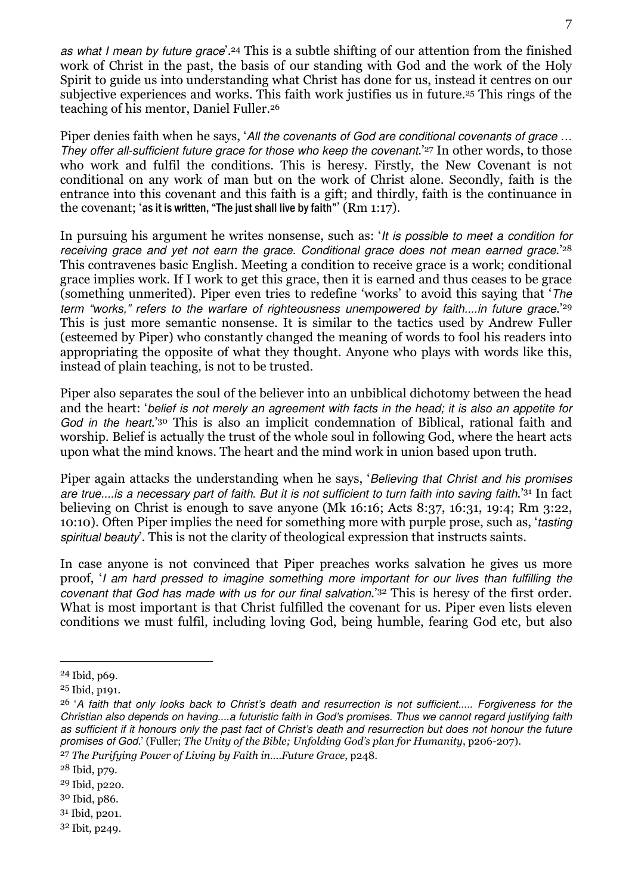*as what I mean by future grace*'.[24] This is a subtle shifting of our attention from the finished work of Christ in the past, the basis of our standing with God and the work of the Holy Spirit to guide us into understanding what Christ has done for us, instead it centres on our subjective experiences and works. This faith work justifies us in future.[25] This rings of the teaching of his mentor, Daniel Fuller.[26]

Piper denies faith when he says, '*All the covenants of God are conditional covenants of grace … They offer all-sufficient future grace for those who keep the covenant.*'[27] In other words, to those who work and fulfil the conditions. This is heresy. Firstly, the New Covenant is not conditional on any work of man but on the work of Christ alone. Secondly, faith is the entrance into this covenant and this faith is a gift; and thirdly, faith is the continuance in the covenant; 'as it is written, "The just shall live by faith"' (Rm 1:17).

In pursuing his argument he writes nonsense, such as: '*It is possible to meet a condition for receiving grace and yet not earn the grace. Conditional grace does not mean earned grace.*'[28] This contravenes basic English. Meeting a condition to receive grace is a work; conditional grace implies work. If I work to get this grace, then it is earned and thus ceases to be grace (something unmerited). Piper even tries to redefine 'works' to avoid this saying that '*The term "works," refers to the warfare of righteousness unempowered by faith….in future grace.*'[29] This is just more semantic nonsense. It is similar to the tactics used by Andrew Fuller (esteemed by Piper) who constantly changed the meaning of words to fool his readers into appropriating the opposite of what they thought. Anyone who plays with words like this, instead of plain teaching, is not to be trusted.

Piper also separates the soul of the believer into an unbiblical dichotomy between the head and the heart: '*belief is not merely an agreement with facts in the head; it is also an appetite for God in the heart.*'[30] This is also an implicit condemnation of Biblical, rational faith and worship. Belief is actually the trust of the whole soul in following God, where the heart acts upon what the mind knows. The heart and the mind work in union based upon truth.

Piper again attacks the understanding when he says, '*Believing that Christ and his promises are true….is a necessary part of faith. But it is not sufficient to turn faith into saving faith.*'[31] In fact believing on Christ is enough to save anyone (Mk 16:16; Acts 8:37, 16:31, 19:4; Rm 3:22, 10:10). Often Piper implies the need for something more with purple prose, such as, '*tasting spiritual beauty*'. This is not the clarity of theological expression that instructs saints.

In case anyone is not convinced that Piper preaches works salvation he gives us more proof, '*I am hard pressed to imagine something more important for our lives than fulfilling the covenant that God has made with us for our final salvation.*'[32] This is heresy of the first order. What is most important is that Christ fulfilled the covenant for us. Piper even lists eleven conditions we must fulfil, including loving God, being humble, fearing God etc, but also

---

[24] Ibid, p69.

[25] Ibid, p191.

[26] '*A faith that only looks back to Christ's death and resurrection is not sufficient….. Forgiveness for the Christian also depends on having….a futuristic faith in God's promises. Thus we cannot regard justifying faith as sufficient if it honours only the past fact of Christ's death and resurrection but does not honour the future promises of God.*' (Fuller; *The Unity of the Bible; Unfolding God's plan for Humanity*, p206-207).

[27] *The Purifying Power of Living by Faith in….Future Grace*, p248.

[28] Ibid, p79.

[29] Ibid, p220.

[30] Ibid, p86.

[31] Ibid, p201.

[32] Ibit, p249.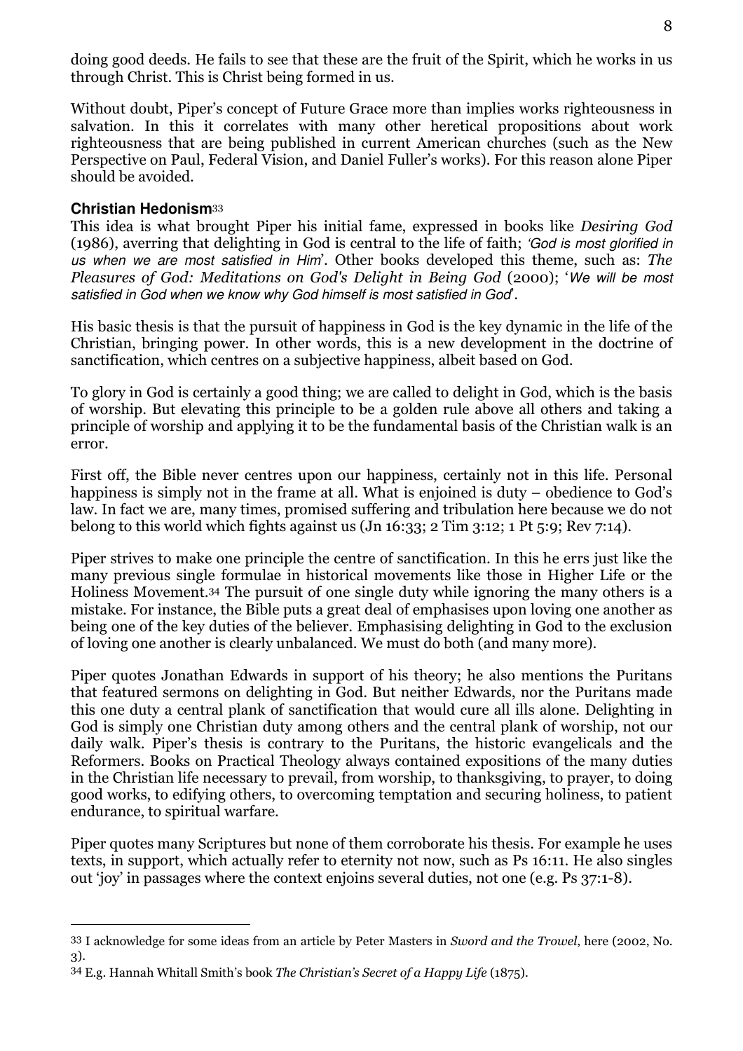doing good deeds. He fails to see that these are the fruit of the Spirit, which he works in us through Christ. This is Christ being formed in us.

Without doubt, Piper's concept of Future Grace more than implies works righteousness in salvation. In this it correlates with many other heretical propositions about work righteousness that are being published in current American churches (such as the New Perspective on Paul, Federal Vision, and Daniel Fuller's works). For this reason alone Piper should be avoided.

## Christian Hedonism[33]

This idea is what brought Piper his initial fame, expressed in books like *Desiring God* (1986), averring that delighting in God is central to the life of faith; *'God is most glorified in us when we are most satisfied in Him'*. Other books developed this theme, such as: *The Pleasures of God: Meditations on God's Delight in Being God* (2000); '*We will be most satisfied in God when we know why God himself is most satisfied in God*'.

His basic thesis is that the pursuit of happiness in God is the key dynamic in the life of the Christian, bringing power. In other words, this is a new development in the doctrine of sanctification, which centres on a subjective happiness, albeit based on God.

To glory in God is certainly a good thing; we are called to delight in God, which is the basis of worship. But elevating this principle to be a golden rule above all others and taking a principle of worship and applying it to be the fundamental basis of the Christian walk is an error.

First off, the Bible never centres upon our happiness, certainly not in this life. Personal happiness is simply not in the frame at all. What is enjoined is duty – obedience to God's law. In fact we are, many times, promised suffering and tribulation here because we do not belong to this world which fights against us (Jn 16:33; 2 Tim 3:12; 1 Pt 5:9; Rev 7:14).

Piper strives to make one principle the centre of sanctification. In this he errs just like the many previous single formulae in historical movements like those in Higher Life or the Holiness Movement.[34] The pursuit of one single duty while ignoring the many others is a mistake. For instance, the Bible puts a great deal of emphasises upon loving one another as being one of the key duties of the believer. Emphasising delighting in God to the exclusion of loving one another is clearly unbalanced. We must do both (and many more).

Piper quotes Jonathan Edwards in support of his theory; he also mentions the Puritans that featured sermons on delighting in God. But neither Edwards, nor the Puritans made this one duty a central plank of sanctification that would cure all ills alone. Delighting in God is simply one Christian duty among others and the central plank of worship, not our daily walk. Piper's thesis is contrary to the Puritans, the historic evangelicals and the Reformers. Books on Practical Theology always contained expositions of the many duties in the Christian life necessary to prevail, from worship, to thanksgiving, to prayer, to doing good works, to edifying others, to overcoming temptation and securing holiness, to patient endurance, to spiritual warfare.

Piper quotes many Scriptures but none of them corroborate his thesis. For example he uses texts, in support, which actually refer to eternity not now, such as Ps 16:11. He also singles out 'joy' in passages where the context enjoins several duties, not one (e.g. Ps 37:1-8).

---

[33] I acknowledge for some ideas from an article by Peter Masters in *Sword and the Trowel*, here (2002, No. 3).

[34] E.g. Hannah Whitall Smith's book *The Christian's Secret of a Happy Life* (1875).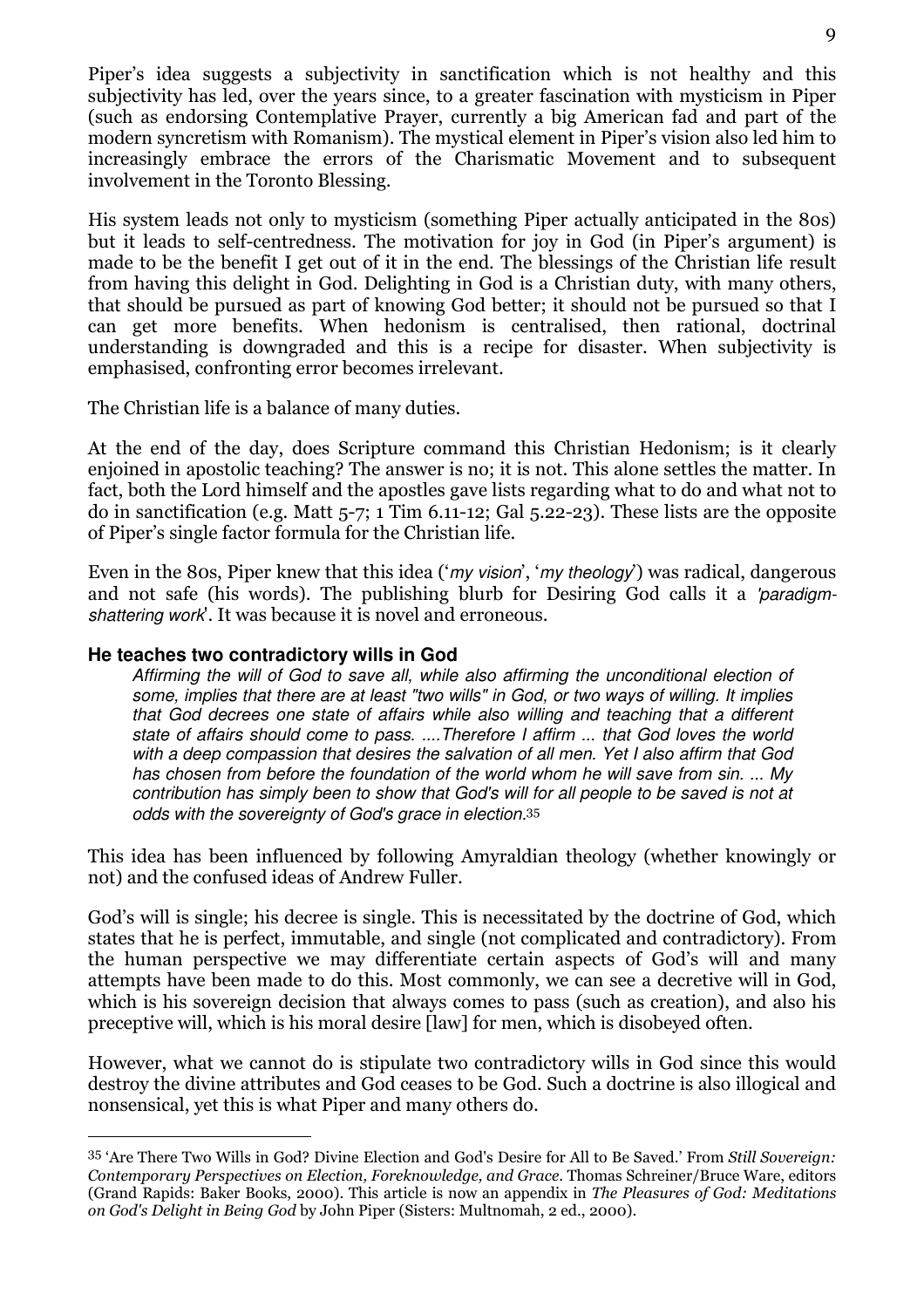Piper's idea suggests a subjectivity in sanctification which is not healthy and this subjectivity has led, over the years since, to a greater fascination with mysticism in Piper (such as endorsing Contemplative Prayer, currently a big American fad and part of the modern syncretism with Romanism). The mystical element in Piper's vision also led him to increasingly embrace the errors of the Charismatic Movement and to subsequent involvement in the Toronto Blessing.

His system leads not only to mysticism (something Piper actually anticipated in the 80s) but it leads to self-centredness. The motivation for joy in God (in Piper's argument) is made to be the benefit I get out of it in the end. The blessings of the Christian life result from having this delight in God. Delighting in God is a Christian duty, with many others, that should be pursued as part of knowing God better; it should not be pursued so that I can get more benefits. When hedonism is centralised, then rational, doctrinal understanding is downgraded and this is a recipe for disaster. When subjectivity is emphasised, confronting error becomes irrelevant.

The Christian life is a balance of many duties.

At the end of the day, does Scripture command this Christian Hedonism; is it clearly enjoined in apostolic teaching? The answer is no; it is not. This alone settles the matter. In fact, both the Lord himself and the apostles gave lists regarding what to do and what not to do in sanctification (e.g. Matt 5-7; 1 Tim 6.11-12; Gal 5.22-23). These lists are the opposite of Piper's single factor formula for the Christian life.

Even in the 80s, Piper knew that this idea ('*my vision*', '*my theology*') was radical, dangerous and not safe (his words). The publishing blurb for Desiring God calls it a *'paradigm-shattering work*'. It was because it is novel and erroneous.

#### He teaches two contradictory wills in God

> *Affirming the will of God to save all, while also affirming the unconditional election of some, implies that there are at least "two wills" in God, or two ways of willing. It implies that God decrees one state of affairs while also willing and teaching that a different state of affairs should come to pass. ....Therefore I affirm ... that God loves the world with a deep compassion that desires the salvation of all men. Yet I also affirm that God has chosen from before the foundation of the world whom he will save from sin. ... My contribution has simply been to show that God's will for all people to be saved is not at odds with the sovereignty of God's grace in election.*[35]

This idea has been influenced by following Amyraldian theology (whether knowingly or not) and the confused ideas of Andrew Fuller.

God's will is single; his decree is single. This is necessitated by the doctrine of God, which states that he is perfect, immutable, and single (not complicated and contradictory). From the human perspective we may differentiate certain aspects of God's will and many attempts have been made to do this. Most commonly, we can see a decretive will in God, which is his sovereign decision that always comes to pass (such as creation), and also his preceptive will, which is his moral desire [law] for men, which is disobeyed often.

However, what we cannot do is stipulate two contradictory wills in God since this would destroy the divine attributes and God ceases to be God. Such a doctrine is also illogical and nonsensical, yet this is what Piper and many others do.

---

[35] 'Are There Two Wills in God? Divine Election and God's Desire for All to Be Saved.' From *Still Sovereign: Contemporary Perspectives on Election, Foreknowledge, and Grace*. Thomas Schreiner/Bruce Ware, editors (Grand Rapids: Baker Books, 2000). This article is now an appendix in *The Pleasures of God: Meditations on God's Delight in Being God* by John Piper (Sisters: Multnomah, 2 ed., 2000).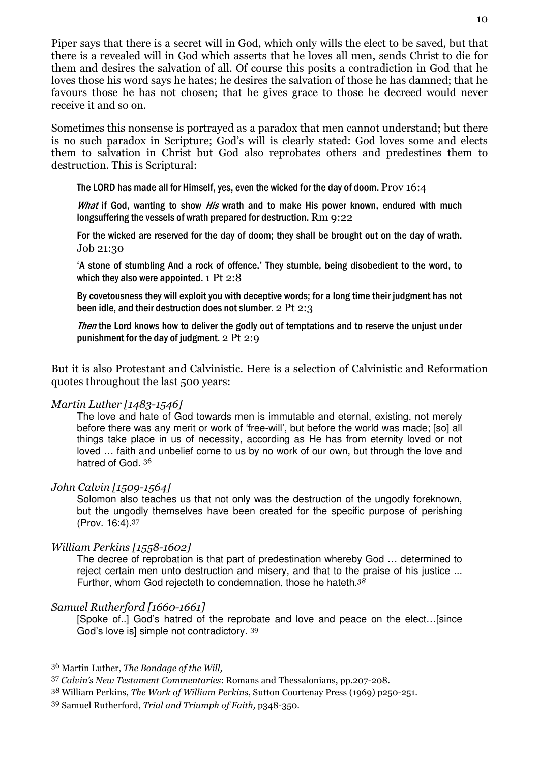Piper says that there is a secret will in God, which only wills the elect to be saved, but that there is a revealed will in God which asserts that he loves all men, sends Christ to die for them and desires the salvation of all. Of course this posits a contradiction in God that he loves those his word says he hates; he desires the salvation of those he has damned; that he favours those he has not chosen; that he gives grace to those he decreed would never receive it and so on.

Sometimes this nonsense is portrayed as a paradox that men cannot understand; but there is no such paradox in Scripture; God's will is clearly stated: God loves some and elects them to salvation in Christ but God also reprobates others and predestines them to destruction. This is Scriptural:

> The LORD has made all for Himself, yes, even the wicked for the day of doom. Prov 16:4
>
> *What* if God, wanting to show *His* wrath and to make His power known, endured with much longsuffering the vessels of wrath prepared for destruction. Rm 9:22
>
> For the wicked are reserved for the day of doom; they shall be brought out on the day of wrath. Job 21:30
>
> 'A stone of stumbling And a rock of offence.' They stumble, being disobedient to the word, to which they also were appointed. 1 Pt 2:8
>
> By covetousness they will exploit you with deceptive words; for a long time their judgment has not been idle, and their destruction does not slumber. 2 Pt 2:3
>
> *Then* the Lord knows how to deliver the godly out of temptations and to reserve the unjust under punishment for the day of judgment. 2 Pt 2:9

But it is also Protestant and Calvinistic. Here is a selection of Calvinistic and Reformation quotes throughout the last 500 years:

*Martin Luther [1483-1546]*

> The love and hate of God towards men is immutable and eternal, existing, not merely before there was any merit or work of 'free-will', but before the world was made; [so] all things take place in us of necessity, according as He has from eternity loved or not loved … faith and unbelief come to us by no work of our own, but through the love and hatred of God. [36]

*John Calvin [1509-1564]*

> Solomon also teaches us that not only was the destruction of the ungodly foreknown, but the ungodly themselves have been created for the specific purpose of perishing (Prov. 16:4).[37]

*William Perkins [1558-1602]*

> The decree of reprobation is that part of predestination whereby God … determined to reject certain men unto destruction and misery, and that to the praise of his justice ... Further, whom God rejecteth to condemnation, those he hateth.[38]

*Samuel Rutherford [1660-1661]*

> [Spoke of..] God's hatred of the reprobate and love and peace on the elect…[since God's love is] simple not contradictory. [39]

---

[36] Martin Luther, *The Bondage of the Will,*

[37] *Calvin's New Testament Commentaries*: Romans and Thessalonians, pp.207-208.

[38] William Perkins, *The Work of William Perkins*, Sutton Courtenay Press (1969) p250-251.

[39] Samuel Rutherford, *Trial and Triumph of Faith,* p348-350.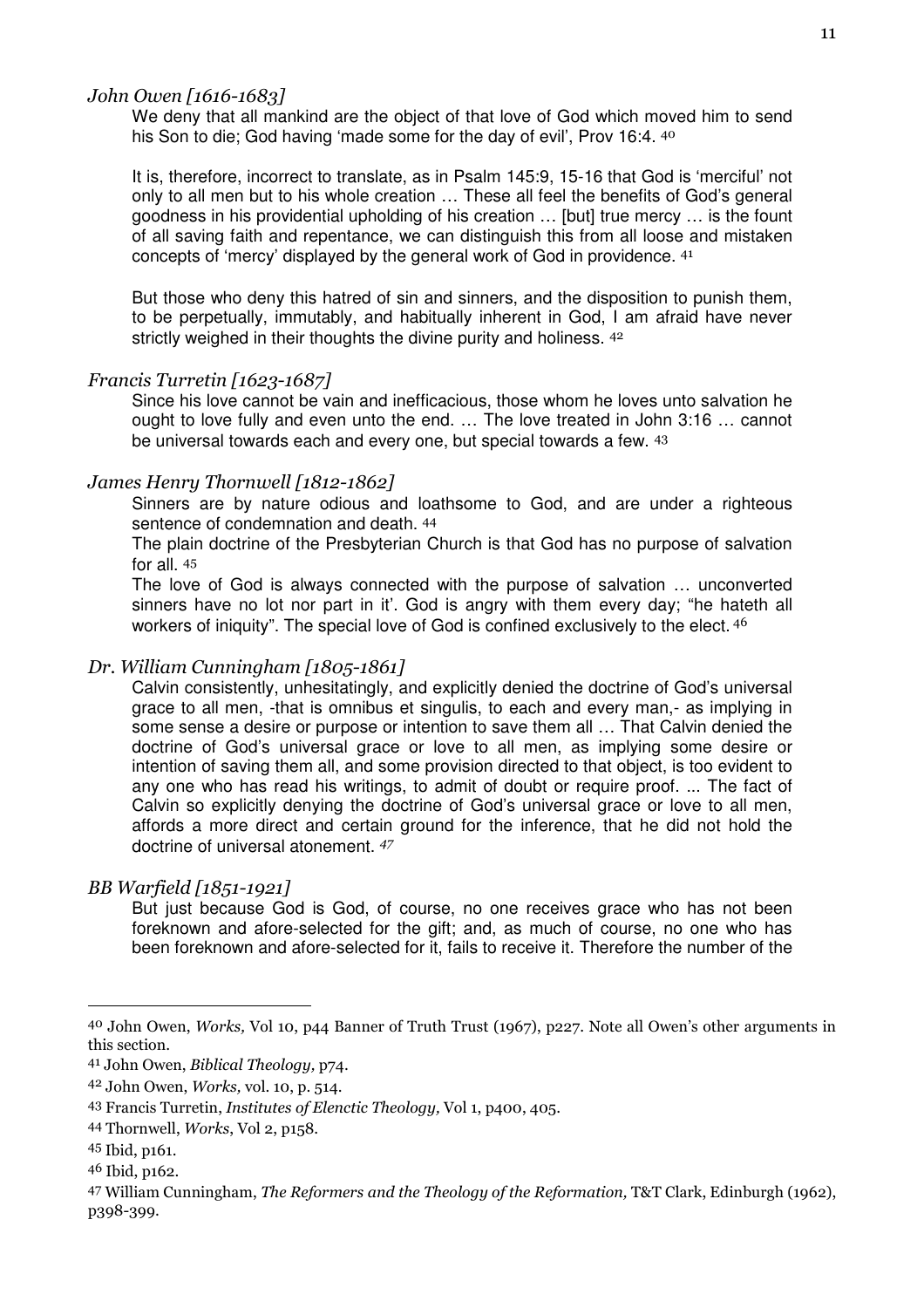*John Owen [1616-1683]*

We deny that all mankind are the object of that love of God which moved him to send his Son to die; God having 'made some for the day of evil', Prov 16:4. [40]

It is, therefore, incorrect to translate, as in Psalm 145:9, 15-16 that God is 'merciful' not only to all men but to his whole creation … These all feel the benefits of God's general goodness in his providential upholding of his creation … [but] true mercy … is the fount of all saving faith and repentance, we can distinguish this from all loose and mistaken concepts of 'mercy' displayed by the general work of God in providence. [41]

But those who deny this hatred of sin and sinners, and the disposition to punish them, to be perpetually, immutably, and habitually inherent in God, I am afraid have never strictly weighed in their thoughts the divine purity and holiness. [42]

*Francis Turretin [1623-1687]*

Since his love cannot be vain and inefficacious, those whom he loves unto salvation he ought to love fully and even unto the end. … The love treated in John 3:16 … cannot be universal towards each and every one, but special towards a few. [43]

*James Henry Thornwell [1812-1862]*

Sinners are by nature odious and loathsome to God, and are under a righteous sentence of condemnation and death. [44]

The plain doctrine of the Presbyterian Church is that God has no purpose of salvation for all. [45]

The love of God is always connected with the purpose of salvation … unconverted sinners have no lot nor part in it'. God is angry with them every day; "he hateth all workers of iniquity". The special love of God is confined exclusively to the elect. [46]

*Dr. William Cunningham [1805-1861]*

Calvin consistently, unhesitatingly, and explicitly denied the doctrine of God's universal grace to all men, -that is omnibus et singulis, to each and every man,- as implying in some sense a desire or purpose or intention to save them all … That Calvin denied the doctrine of God's universal grace or love to all men, as implying some desire or intention of saving them all, and some provision directed to that object, is too evident to any one who has read his writings, to admit of doubt or require proof. ... The fact of Calvin so explicitly denying the doctrine of God's universal grace or love to all men, affords a more direct and certain ground for the inference, that he did not hold the doctrine of universal atonement. [47]

*BB Warfield [1851-1921]*

But just because God is God, of course, no one receives grace who has not been foreknown and afore-selected for the gift; and, as much of course, no one who has been foreknown and afore-selected for it, fails to receive it. Therefore the number of the

---

[40] John Owen, *Works,* Vol 10, p44 Banner of Truth Trust (1967), p227. Note all Owen's other arguments in this section.

[41] John Owen, *Biblical Theology,* p74.

[42] John Owen, *Works,* vol. 10, p. 514.

[43] Francis Turretin, *Institutes of Elenctic Theology,* Vol 1, p400, 405.

[44] Thornwell, *Works*, Vol 2, p158.

[45] Ibid, p161.

[46] Ibid, p162.

[47] William Cunningham, *The Reformers and the Theology of the Reformation,* T&T Clark, Edinburgh (1962), p398-399.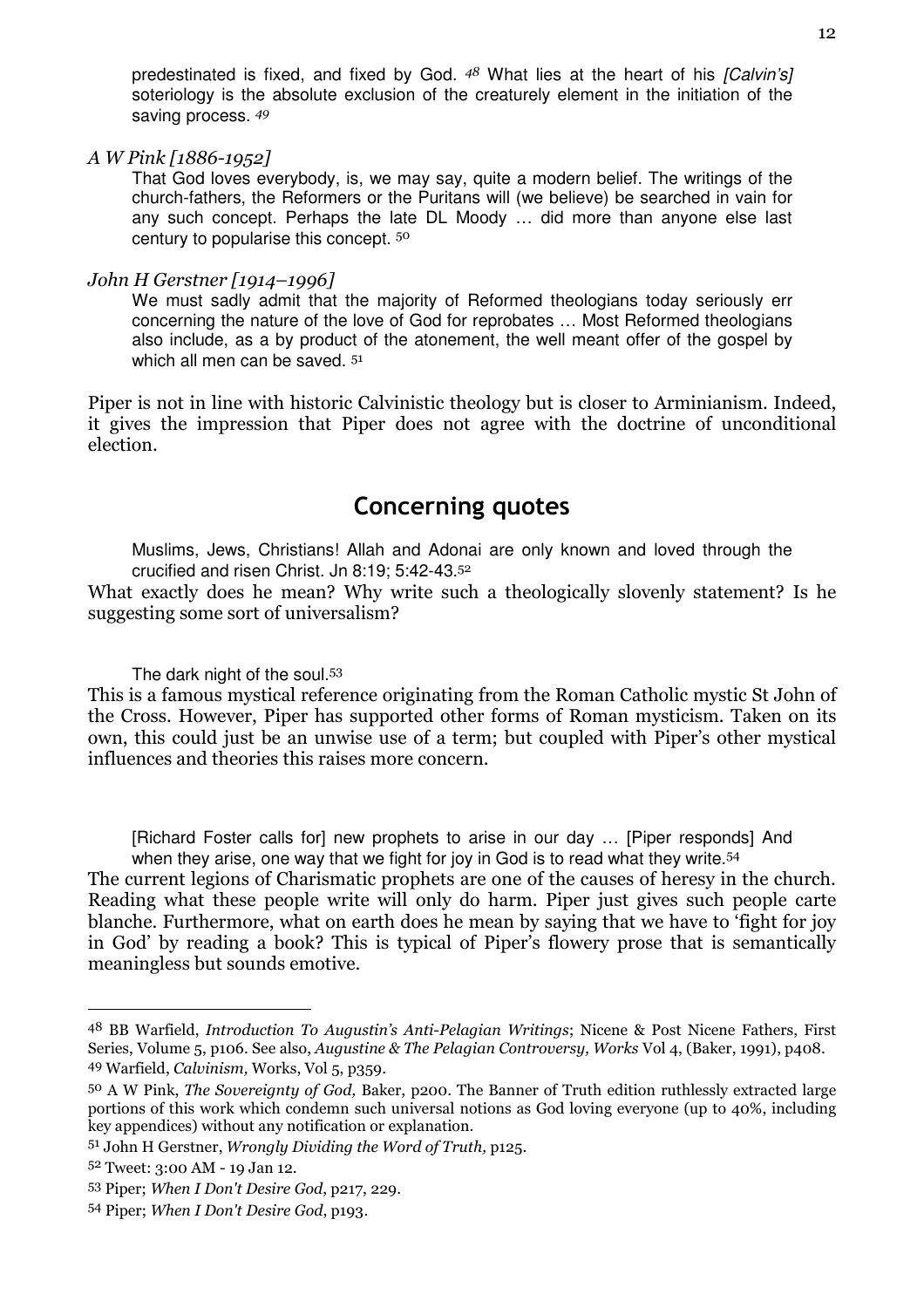> predestinated is fixed, and fixed by God. *48* What lies at the heart of his *[Calvin's]* soteriology is the absolute exclusion of the creaturely element in the initiation of the saving process. *49*

*A W Pink [1886-1952]*

> That God loves everybody, is, we may say, quite a modern belief. The writings of the church-fathers, the Reformers or the Puritans will (we believe) be searched in vain for any such concept. Perhaps the late DL Moody … did more than anyone else last century to popularise this concept. [50]

*John H Gerstner [1914–1996]*

> We must sadly admit that the majority of Reformed theologians today seriously err concerning the nature of the love of God for reprobates … Most Reformed theologians also include, as a by product of the atonement, the well meant offer of the gospel by which all men can be saved. [51]

Piper is not in line with historic Calvinistic theology but is closer to Arminianism. Indeed, it gives the impression that Piper does not agree with the doctrine of unconditional election.

## Concerning quotes

> Muslims, Jews, Christians! Allah and Adonai are only known and loved through the crucified and risen Christ. Jn 8:19; 5:42-43.[52]

What exactly does he mean? Why write such a theologically slovenly statement? Is he suggesting some sort of universalism?

> The dark night of the soul.[53]

This is a famous mystical reference originating from the Roman Catholic mystic St John of the Cross. However, Piper has supported other forms of Roman mysticism. Taken on its own, this could just be an unwise use of a term; but coupled with Piper's other mystical influences and theories this raises more concern.

> [Richard Foster calls for] new prophets to arise in our day … [Piper responds] And when they arise, one way that we fight for joy in God is to read what they write.[54]

The current legions of Charismatic prophets are one of the causes of heresy in the church. Reading what these people write will only do harm. Piper just gives such people carte blanche. Furthermore, what on earth does he mean by saying that we have to 'fight for joy in God' by reading a book? This is typical of Piper's flowery prose that is semantically meaningless but sounds emotive.

---

48 BB Warfield, *Introduction To Augustin's Anti-Pelagian Writings*; Nicene & Post Nicene Fathers, First Series, Volume 5, p106. See also, *Augustine & The Pelagian Controversy, Works* Vol 4, (Baker, 1991), p408.

49 Warfield, *Calvinism,* Works, Vol 5, p359.

50 A W Pink, *The Sovereignty of God,* Baker, p200. The Banner of Truth edition ruthlessly extracted large portions of this work which condemn such universal notions as God loving everyone (up to 40%, including key appendices) without any notification or explanation.

51 John H Gerstner, *Wrongly Dividing the Word of Truth,* p125.

52 Tweet: 3:00 AM - 19 Jan 12.

53 Piper; *When I Don't Desire God*, p217, 229.

54 Piper; *When I Don't Desire God*, p193.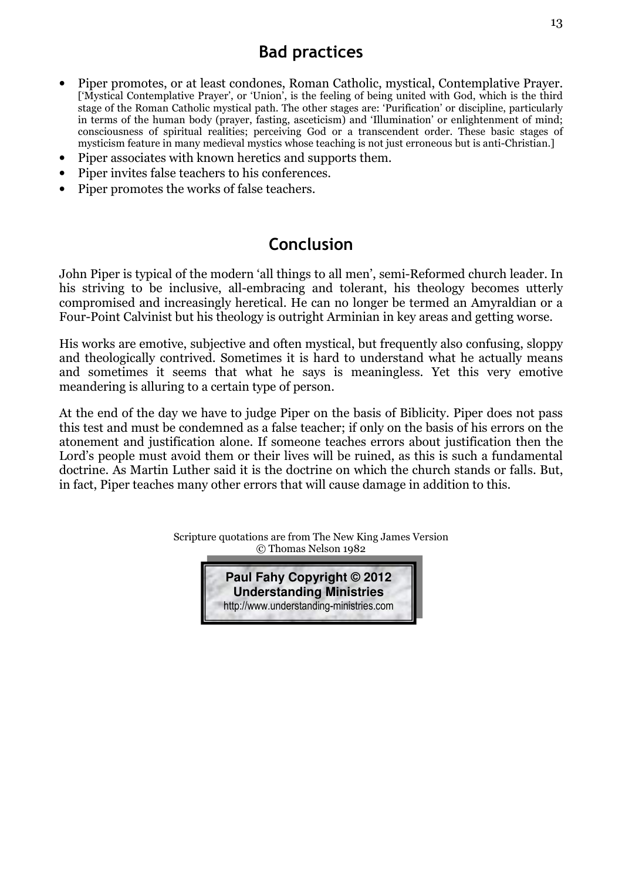## Bad practices

- Piper promotes, or at least condones, Roman Catholic, mystical, Contemplative Prayer. ['Mystical Contemplative Prayer', or 'Union', is the feeling of being united with God, which is the third stage of the Roman Catholic mystical path. The other stages are: 'Purification' or discipline, particularly in terms of the human body (prayer, fasting, asceticism) and 'Illumination' or enlightenment of mind; consciousness of spiritual realities; perceiving God or a transcendent order. These basic stages of mysticism feature in many medieval mystics whose teaching is not just erroneous but is anti-Christian.]
- Piper associates with known heretics and supports them.
- Piper invites false teachers to his conferences.
- Piper promotes the works of false teachers.

## Conclusion

John Piper is typical of the modern 'all things to all men', semi-Reformed church leader. In his striving to be inclusive, all-embracing and tolerant, his theology becomes utterly compromised and increasingly heretical. He can no longer be termed an Amyraldian or a Four-Point Calvinist but his theology is outright Arminian in key areas and getting worse.

His works are emotive, subjective and often mystical, but frequently also confusing, sloppy and theologically contrived. Sometimes it is hard to understand what he actually means and sometimes it seems that what he says is meaningless. Yet this very emotive meandering is alluring to a certain type of person.

At the end of the day we have to judge Piper on the basis of Biblicity. Piper does not pass this test and must be condemned as a false teacher; if only on the basis of his errors on the atonement and justification alone. If someone teaches errors about justification then the Lord's people must avoid them or their lives will be ruined, as this is such a fundamental doctrine. As Martin Luther said it is the doctrine on which the church stands or falls. But, in fact, Piper teaches many other errors that will cause damage in addition to this.

Scripture quotations are from The New King James Version
© Thomas Nelson 1982

**Paul Fahy Copyright © 2012**
**Understanding Ministries**
http://www.understanding-ministries.com